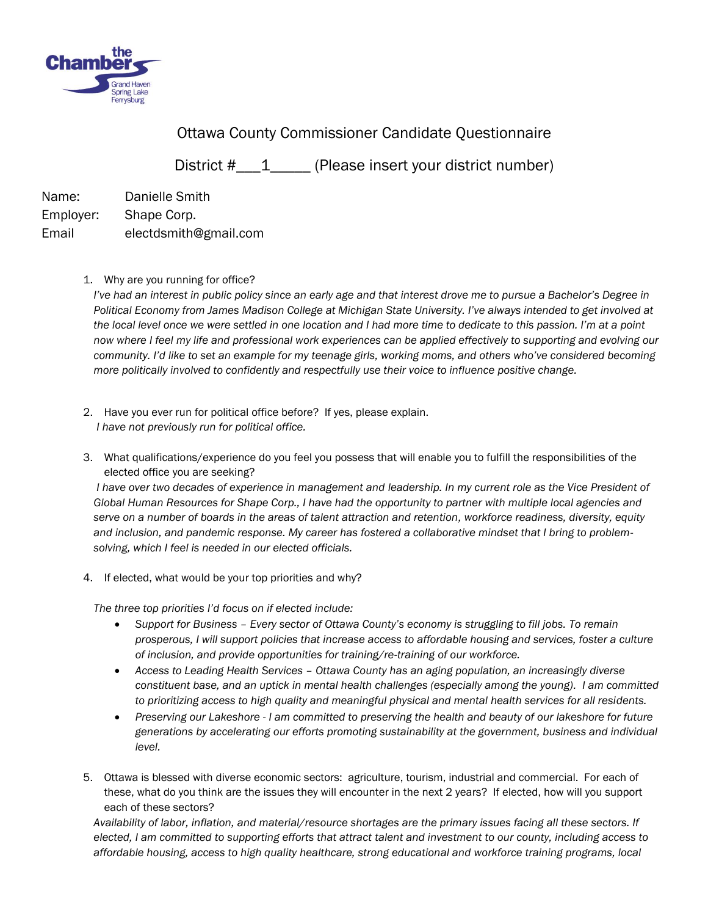# Ottawa County Commissioner Candidate Questionnaire

District #\_\_\_1\_\_\_\_\_ (Please insert your district number)

Name: Danielle Smith
Employer: Shape Corp.
Email electdsmith@gmail.com

1. Why are you running for office?
   *I've had an interest in public policy since an early age and that interest drove me to pursue a Bachelor's Degree in Political Economy from James Madison College at Michigan State University. I've always intended to get involved at the local level once we were settled in one location and I had more time to dedicate to this passion. I'm at a point now where I feel my life and professional work experiences can be applied effectively to supporting and evolving our community. I'd like to set an example for my teenage girls, working moms, and others who've considered becoming more politically involved to confidently and respectfully use their voice to influence positive change.*

2. Have you ever run for political office before? If yes, please explain.
   *I have not previously run for political office.*

3. What qualifications/experience do you feel you possess that will enable you to fulfill the responsibilities of the elected office you are seeking?
   *I have over two decades of experience in management and leadership. In my current role as the Vice President of Global Human Resources for Shape Corp., I have had the opportunity to partner with multiple local agencies and serve on a number of boards in the areas of talent attraction and retention, workforce readiness, diversity, equity and inclusion, and pandemic response. My career has fostered a collaborative mindset that I bring to problem-solving, which I feel is needed in our elected officials.*

4. If elected, what would be your top priorities and why?

   *The three top priorities I'd focus on if elected include:*
   - *Support for Business – Every sector of Ottawa County's economy is struggling to fill jobs. To remain prosperous, I will support policies that increase access to affordable housing and services, foster a culture of inclusion, and provide opportunities for training/re-training of our workforce.*
   - *Access to Leading Health Services – Ottawa County has an aging population, an increasingly diverse constituent base, and an uptick in mental health challenges (especially among the young). I am committed to prioritizing access to high quality and meaningful physical and mental health services for all residents.*
   - *Preserving our Lakeshore - I am committed to preserving the health and beauty of our lakeshore for future generations by accelerating our efforts promoting sustainability at the government, business and individual level.*

5. Ottawa is blessed with diverse economic sectors: agriculture, tourism, industrial and commercial. For each of these, what do you think are the issues they will encounter in the next 2 years? If elected, how will you support each of these sectors?
   *Availability of labor, inflation, and material/resource shortages are the primary issues facing all these sectors. If elected, I am committed to supporting efforts that attract talent and investment to our county, including access to affordable housing, access to high quality healthcare, strong educational and workforce training programs, local*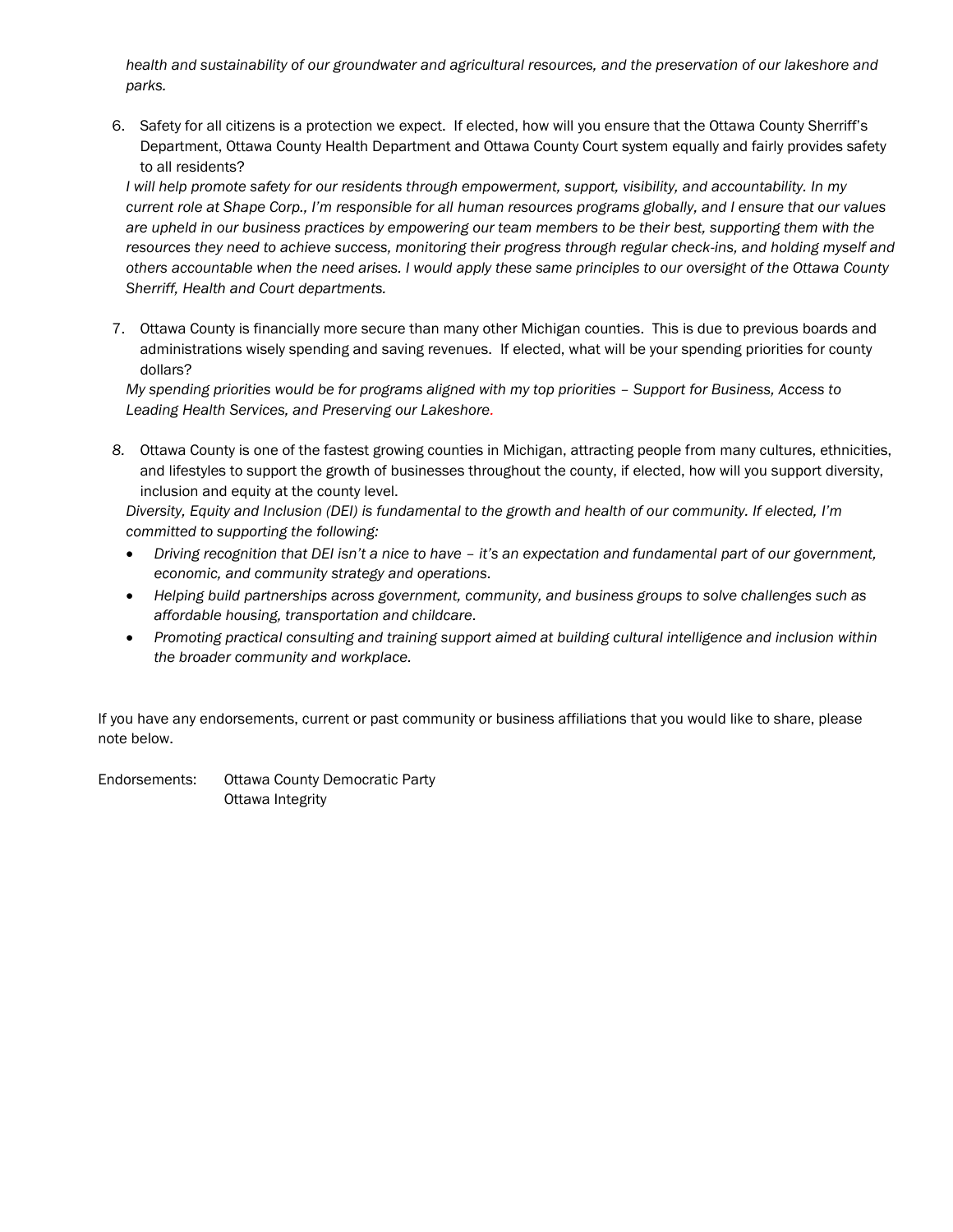*health and sustainability of our groundwater and agricultural resources, and the preservation of our lakeshore and parks.*

6. Safety for all citizens is a protection we expect. If elected, how will you ensure that the Ottawa County Sherriff's Department, Ottawa County Health Department and Ottawa County Court system equally and fairly provides safety to all residents?

*I will help promote safety for our residents through empowerment, support, visibility, and accountability. In my current role at Shape Corp., I'm responsible for all human resources programs globally, and I ensure that our values are upheld in our business practices by empowering our team members to be their best, supporting them with the resources they need to achieve success, monitoring their progress through regular check-ins, and holding myself and others accountable when the need arises. I would apply these same principles to our oversight of the Ottawa County Sherriff, Health and Court departments.*

7. Ottawa County is financially more secure than many other Michigan counties. This is due to previous boards and administrations wisely spending and saving revenues. If elected, what will be your spending priorities for county dollars?

*My spending priorities would be for programs aligned with my top priorities – Support for Business, Access to Leading Health Services, and Preserving our Lakeshore.*

8. Ottawa County is one of the fastest growing counties in Michigan, attracting people from many cultures, ethnicities, and lifestyles to support the growth of businesses throughout the county, if elected, how will you support diversity, inclusion and equity at the county level.

*Diversity, Equity and Inclusion (DEI) is fundamental to the growth and health of our community. If elected, I'm committed to supporting the following:*

- *Driving recognition that DEI isn't a nice to have – it's an expectation and fundamental part of our government, economic, and community strategy and operations.*
- *Helping build partnerships across government, community, and business groups to solve challenges such as affordable housing, transportation and childcare.*
- *Promoting practical consulting and training support aimed at building cultural intelligence and inclusion within the broader community and workplace.*

If you have any endorsements, current or past community or business affiliations that you would like to share, please note below.

Endorsements: Ottawa County Democratic Party
Ottawa Integrity